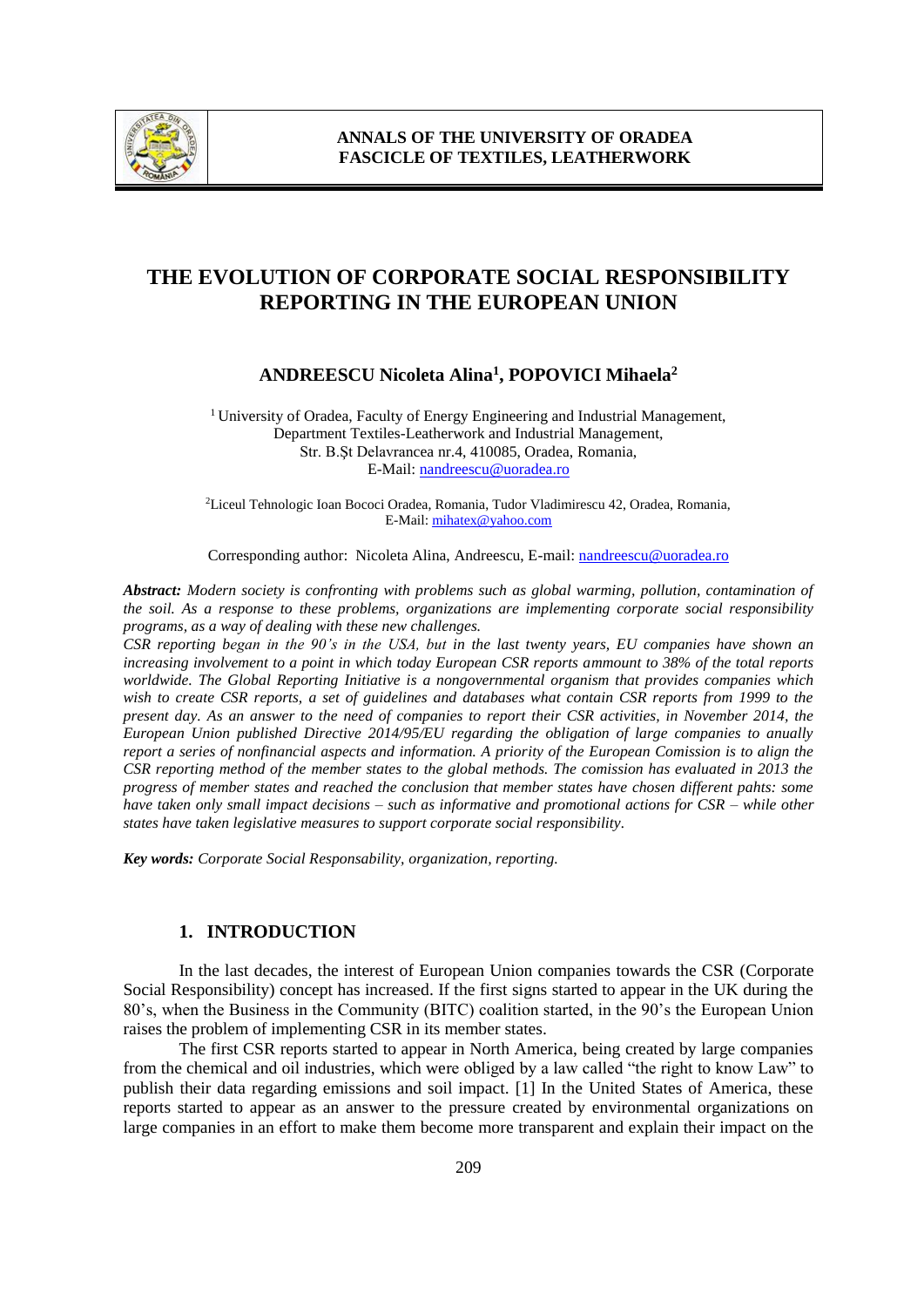# THE EVOLUTION OF CORPORATE SOCIAL RESPONSIBILITY REPORTING IN THE EUROPEAN UNION

**ANDREESCU Nicoleta Alina[1], POPOVICI Mihaela[2]**

[1] University of Oradea, Faculty of Energy Engineering and Industrial Management, Department Textiles-Leatherwork and Industrial Management, Str. B.Șt Delavrancea nr.4, 410085, Oradea, Romania, E-Mail: nandreescu@uoradea.ro

[2] Liceul Tehnologic Ioan Bococi Oradea, Romania, Tudor Vladimirescu 42, Oradea, Romania, E-Mail: mihatex@yahoo.com

Corresponding author: Nicoleta Alina, Andreescu, E-mail: nandreescu@uoradea.ro

***Abstract:*** *Modern society is confronting with problems such as global warming, pollution, contamination of the soil. As a response to these problems, organizations are implementing corporate social responsibility programs, as a way of dealing with these new challenges.*

*CSR reporting began in the 90's in the USA, but in the last twenty years, EU companies have shown an increasing involvement to a point in which today European CSR reports ammount to 38% of the total reports worldwide. The Global Reporting Initiative is a nongovernmental organism that provides companies which wish to create CSR reports, a set of guidelines and databases what contain CSR reports from 1999 to the present day. As an answer to the need of companies to report their CSR activities, in November 2014, the European Union published Directive 2014/95/EU regarding the obligation of large companies to anually report a series of nonfinancial aspects and information. A priority of the European Comission is to align the CSR reporting method of the member states to the global methods. The comission has evaluated in 2013 the progress of member states and reached the conclusion that member states have chosen different pahts: some have taken only small impact decisions – such as informative and promotional actions for CSR – while other states have taken legislative measures to support corporate social responsibility.*

***Key words:*** *Corporate Social Responsability, organization, reporting.*

## 1. INTRODUCTION

In the last decades, the interest of European Union companies towards the CSR (Corporate Social Responsibility) concept has increased. If the first signs started to appear in the UK during the 80's, when the Business in the Community (BITC) coalition started, in the 90's the European Union raises the problem of implementing CSR in its member states.

The first CSR reports started to appear in North America, being created by large companies from the chemical and oil industries, which were obliged by a law called "the right to know Law" to publish their data regarding emissions and soil impact. [1] In the United States of America, these reports started to appear as an answer to the pressure created by environmental organizations on large companies in an effort to make them become more transparent and explain their impact on the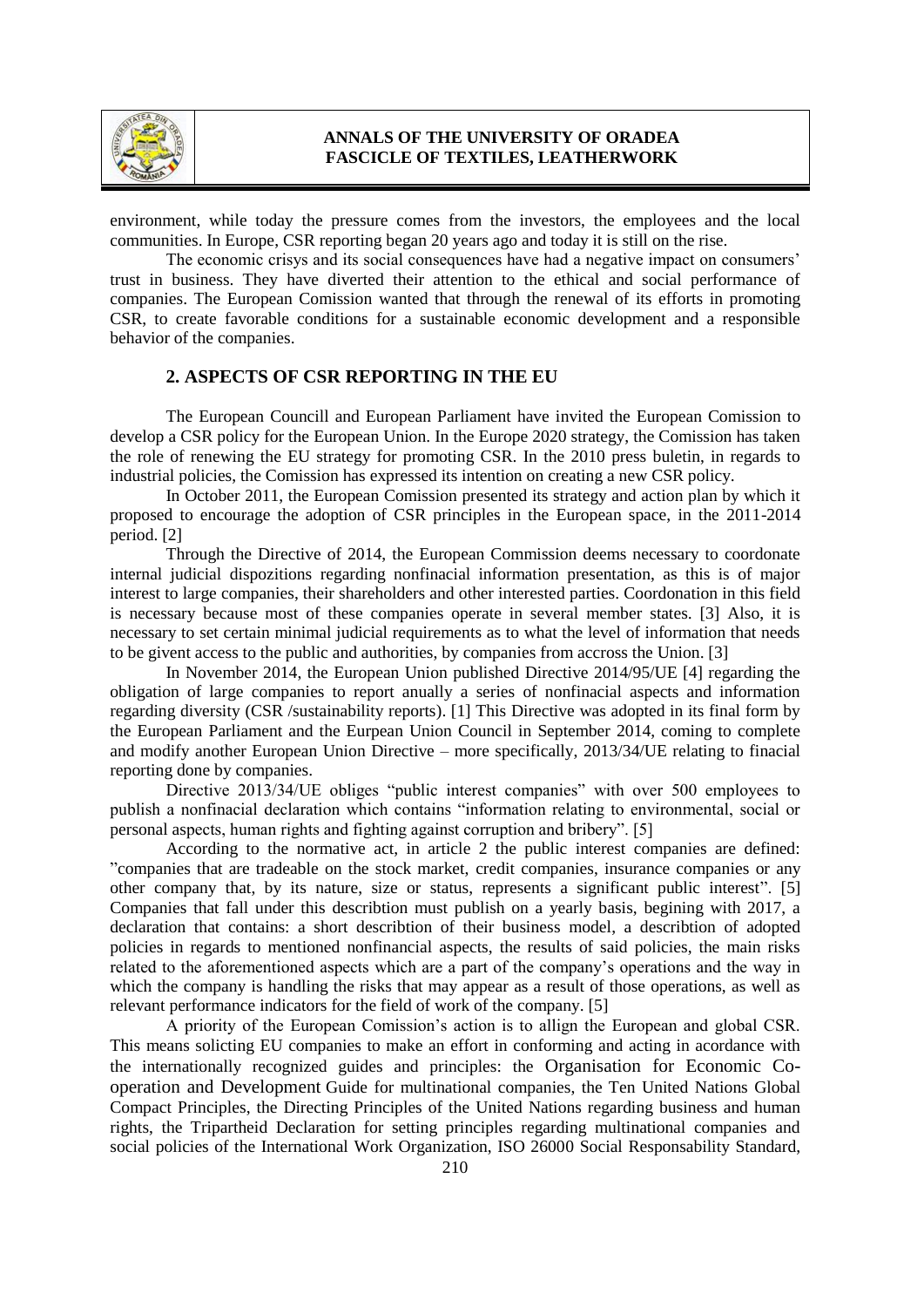environment, while today the pressure comes from the investors, the employees and the local communities. In Europe, CSR reporting began 20 years ago and today it is still on the rise.

The economic crisys and its social consequences have had a negative impact on consumers' trust in business. They have diverted their attention to the ethical and social performance of companies. The European Comission wanted that through the renewal of its efforts in promoting CSR, to create favorable conditions for a sustainable economic development and a responsible behavior of the companies.

## 2. ASPECTS OF CSR REPORTING IN THE EU

The European Councill and European Parliament have invited the European Comission to develop a CSR policy for the European Union. In the Europe 2020 strategy, the Comission has taken the role of renewing the EU strategy for promoting CSR. In the 2010 press buletin, in regards to industrial policies, the Comission has expressed its intention on creating a new CSR policy.

In October 2011, the European Comission presented its strategy and action plan by which it proposed to encourage the adoption of CSR principles in the European space, in the 2011-2014 period. [2]

Through the Directive of 2014, the European Commission deems necessary to coordonate internal judicial dispozitions regarding nonfinacial information presentation, as this is of major interest to large companies, their shareholders and other interested parties. Coordonation in this field is necessary because most of these companies operate in several member states. [3] Also, it is necessary to set certain minimal judicial requirements as to what the level of information that needs to be givent access to the public and authorities, by companies from accross the Union. [3]

In November 2014, the European Union published Directive 2014/95/UE [4] regarding the obligation of large companies to report anually a series of nonfinacial aspects and information regarding diversity (CSR /sustainability reports). [1] This Directive was adopted in its final form by the European Parliament and the Eurpean Union Council in September 2014, coming to complete and modify another European Union Directive – more specifically, 2013/34/UE relating to finacial reporting done by companies.

Directive 2013/34/UE obliges "public interest companies" with over 500 employees to publish a nonfinacial declaration which contains "information relating to environmental, social or personal aspects, human rights and fighting against corruption and bribery". [5]

According to the normative act, in article 2 the public interest companies are defined: "companies that are tradeable on the stock market, credit companies, insurance companies or any other company that, by its nature, size or status, represents a significant public interest". [5] Companies that fall under this describtion must publish on a yearly basis, begining with 2017, a declaration that contains: a short describtion of their business model, a describtion of adopted policies in regards to mentioned nonfinancial aspects, the results of said policies, the main risks related to the aforementioned aspects which are a part of the company's operations and the way in which the company is handling the risks that may appear as a result of those operations, as well as relevant performance indicators for the field of work of the company. [5]

A priority of the European Comission's action is to allign the European and global CSR. This means soliciting EU companies to make an effort in conforming and acting in acordance with the internationally recognized guides and principles: the Organisation for Economic Co-operation and Development Guide for multinational companies, the Ten United Nations Global Compact Principles, the Directing Principles of the United Nations regarding business and human rights, the Tripartheid Declaration for setting principles regarding multinational companies and social policies of the International Work Organization, ISO 26000 Social Responsability Standard,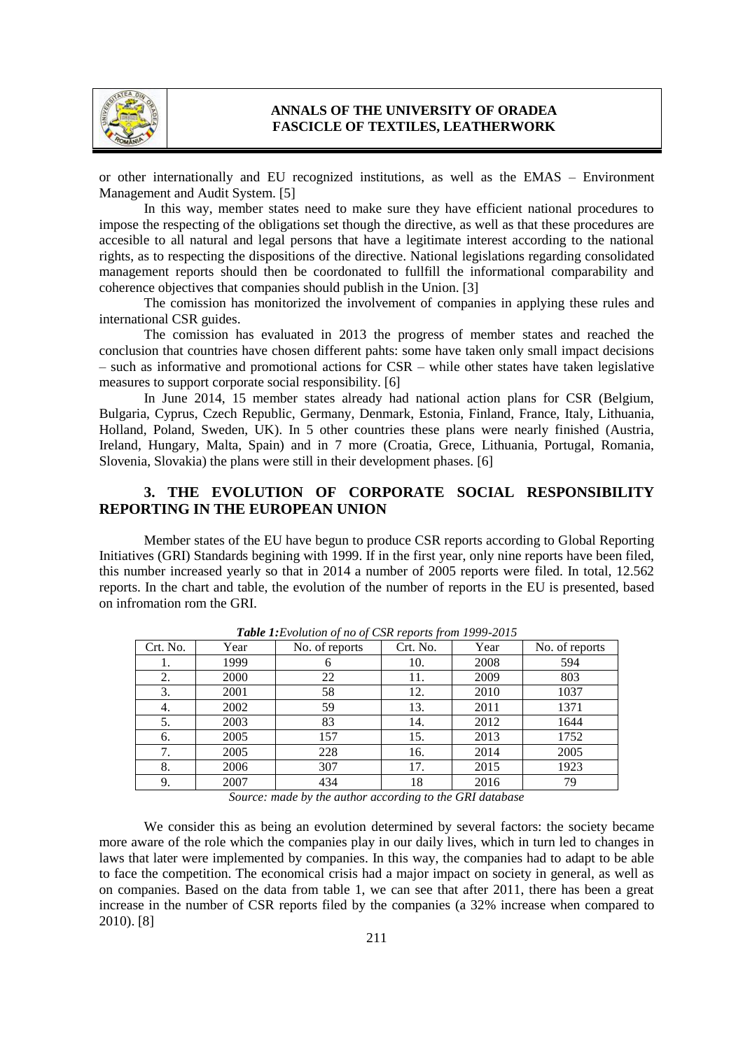or other internationally and EU recognized institutions, as well as the EMAS – Environment Management and Audit System. [5]

In this way, member states need to make sure they have efficient national procedures to impose the respecting of the obligations set though the directive, as well as that these procedures are accesible to all natural and legal persons that have a legitimate interest according to the national rights, as to respecting the dispositions of the directive. National legislations regarding consolidated management reports should then be coordonated to fullfill the informational comparability and coherence objectives that companies should publish in the Union. [3]

The comission has monitorized the involvement of companies in applying these rules and international CSR guides.

The comission has evaluated in 2013 the progress of member states and reached the conclusion that countries have chosen different pahts: some have taken only small impact decisions – such as informative and promotional actions for CSR – while other states have taken legislative measures to support corporate social responsibility. [6]

In June 2014, 15 member states already had national action plans for CSR (Belgium, Bulgaria, Cyprus, Czech Republic, Germany, Denmark, Estonia, Finland, France, Italy, Lithuania, Holland, Poland, Sweden, UK). In 5 other countries these plans were nearly finished (Austria, Ireland, Hungary, Malta, Spain) and in 7 more (Croatia, Grece, Lithuania, Portugal, Romania, Slovenia, Slovakia) the plans were still in their development phases. [6]

## 3. THE EVOLUTION OF CORPORATE SOCIAL RESPONSIBILITY REPORTING IN THE EUROPEAN UNION

Member states of the EU have begun to produce CSR reports according to Global Reporting Initiatives (GRI) Standards begining with 1999. If in the first year, only nine reports have been filed, this number increased yearly so that in 2014 a number of 2005 reports were filed. In total, 12.562 reports. In the chart and table, the evolution of the number of reports in the EU is presented, based on infromation rom the GRI.

***Table 1:****Evolution of no of CSR reports from 1999-2015*

| Crt. No. | Year | No. of reports | Crt. No. | Year | No. of reports |
|---|---|---|---|---|---|
| 1. | 1999 | 6 | 10. | 2008 | 594 |
| 2. | 2000 | 22 | 11. | 2009 | 803 |
| 3. | 2001 | 58 | 12. | 2010 | 1037 |
| 4. | 2002 | 59 | 13. | 2011 | 1371 |
| 5. | 2003 | 83 | 14. | 2012 | 1644 |
| 6. | 2005 | 157 | 15. | 2013 | 1752 |
| 7. | 2005 | 228 | 16. | 2014 | 2005 |
| 8. | 2006 | 307 | 17. | 2015 | 1923 |
| 9. | 2007 | 434 | 18 | 2016 | 79 |

*Source: made by the author according to the GRI database*

We consider this as being an evolution determined by several factors: the society became more aware of the role which the companies play in our daily lives, which in turn led to changes in laws that later were implemented by companies. In this way, the companies had to adapt to be able to face the competition. The economical crisis had a major impact on society in general, as well as on companies. Based on the data from table 1, we can see that after 2011, there has been a great increase in the number of CSR reports filed by the companies (a 32% increase when compared to 2010). [8]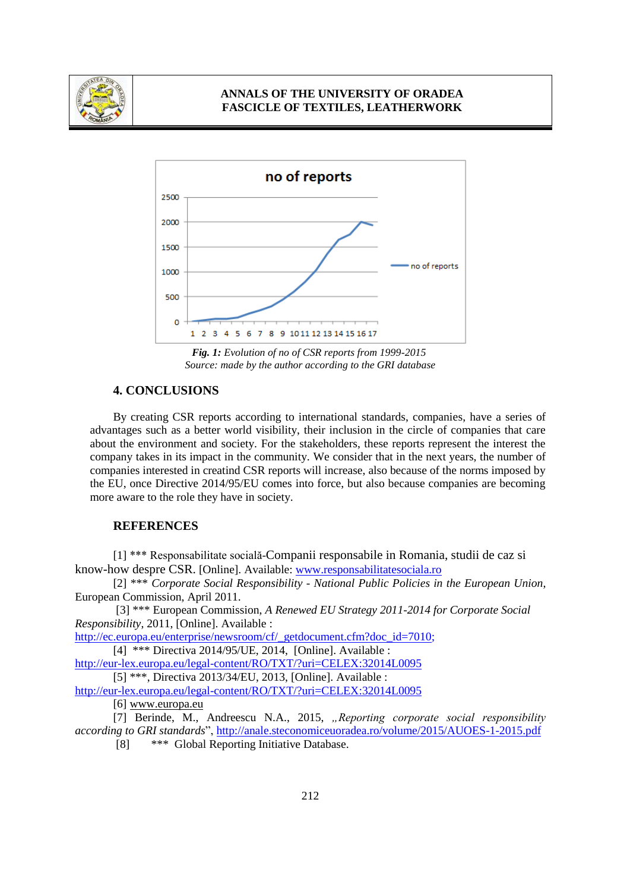no of reports

2500
2000
1500
1000
500
0

1 2 3 4 5 6 7 8 9 10 11 12 13 14 15 16 17

no of reports

***Fig. 1:*** *Evolution of no of CSR reports from 1999-2015*
*Source: made by the author according to the GRI database*

## 4. CONCLUSIONS

By creating CSR reports according to international standards, companies, have a series of advantages such as a better world visibility, their inclusion in the circle of companies that care about the environment and society. For the stakeholders, these reports represent the interest the company takes in its impact in the community. We consider that in the next years, the number of companies interested in creatind CSR reports will increase, also because of the norms imposed by the EU, once Directive 2014/95/EU comes into force, but also because companies are becoming more aware to the role they have in society.

## REFERENCES

[1] *** Responsabilitate socială-Companii responsabile in Romania, studii de caz si know-how despre CSR. [Online]. Available: www.responsabilitatesociala.ro

[2] *** *Corporate Social Responsibility - National Public Policies in the European Union*, European Commission, April 2011.

[3] *** European Commission, *A Renewed EU Strategy 2011-2014 for Corporate Social Responsibility*, 2011, [Online]. Available : http://ec.europa.eu/enterprise/newsroom/cf/_getdocument.cfm?doc_id=7010;

[4] *** Directiva 2014/95/UE, 2014, [Online]. Available : http://eur-lex.europa.eu/legal-content/RO/TXT/?uri=CELEX:32014L0095

[5] ***, Directiva 2013/34/EU, 2013, [Online]. Available : http://eur-lex.europa.eu/legal-content/RO/TXT/?uri=CELEX:32014L0095

[6] www.europa.eu

[7] Berinde, M., Andreescu N.A., 2015, *„Reporting corporate social responsibility according to GRI standards*", http://anale.steconomiceuoradea.ro/volume/2015/AUOES-1-2015.pdf

[8] *** Global Reporting Initiative Database.